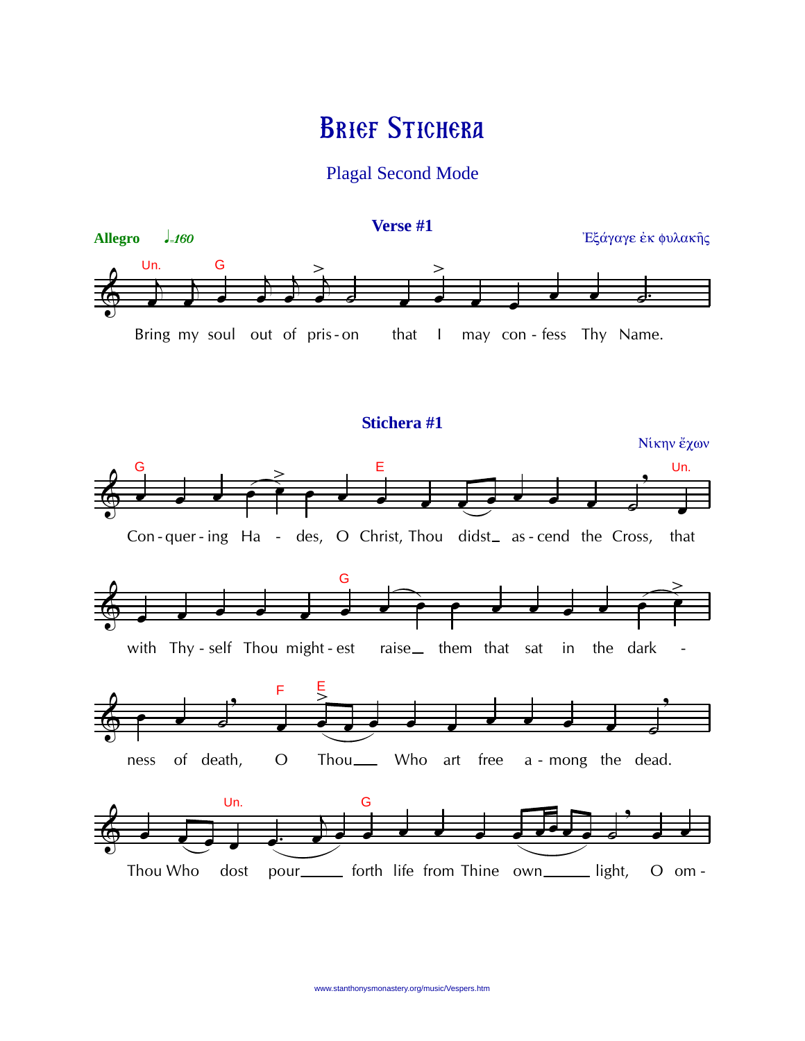# Brief Stichera

## Plagal Second Mode

### Verse #1

**Allegro** ♩=160

Ἐξάγαγε ἐκ φυλακῆς

Bring my soul out of pris-on that I may con-fess Thy Name.

### Stichera #1

Νίκην ἔχων

Con-quer-ing Ha - des, O Christ, Thou didst_ as-cend the Cross, that

with Thy-self Thou might-est raise_ them that sat in the dark -

ness of death, O Thou___ Who art free a-mong the dead.

Thou Who dost pour_____ forth life from Thine own_____ light, O om-

www.stanthonysmonastery.org/music/Vespers.htm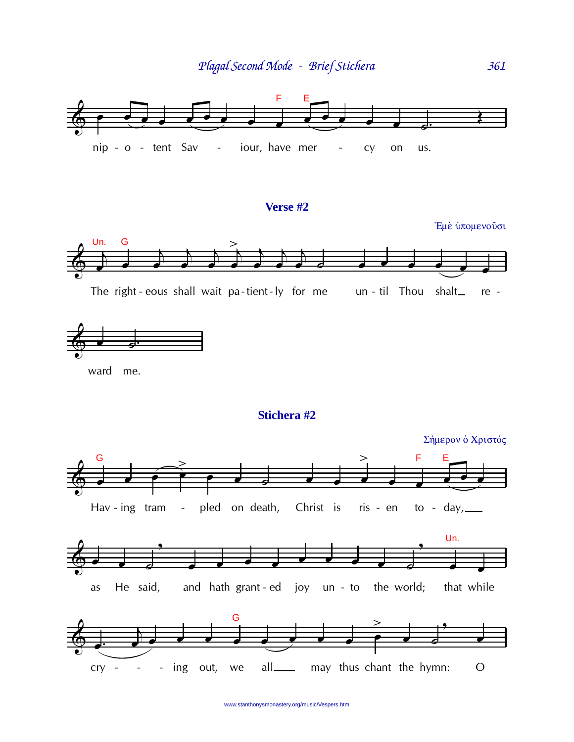nip - o - tent Sav - iour, have mer - cy on us.

## Verse #2

Ἐμὲ ὑπομενοῦσι

The right-eous shall wait pa-tient-ly for me un-til Thou shalt_ re - ward me.

## Stichera #2

Σήμερον ὁ Χριστός

Hav-ing tram - pled on death, Christ is ris-en to-day,___ as He said, and hath grant-ed joy un-to the world; that while cry - - - ing out, we all___ may thus chant the hymn: O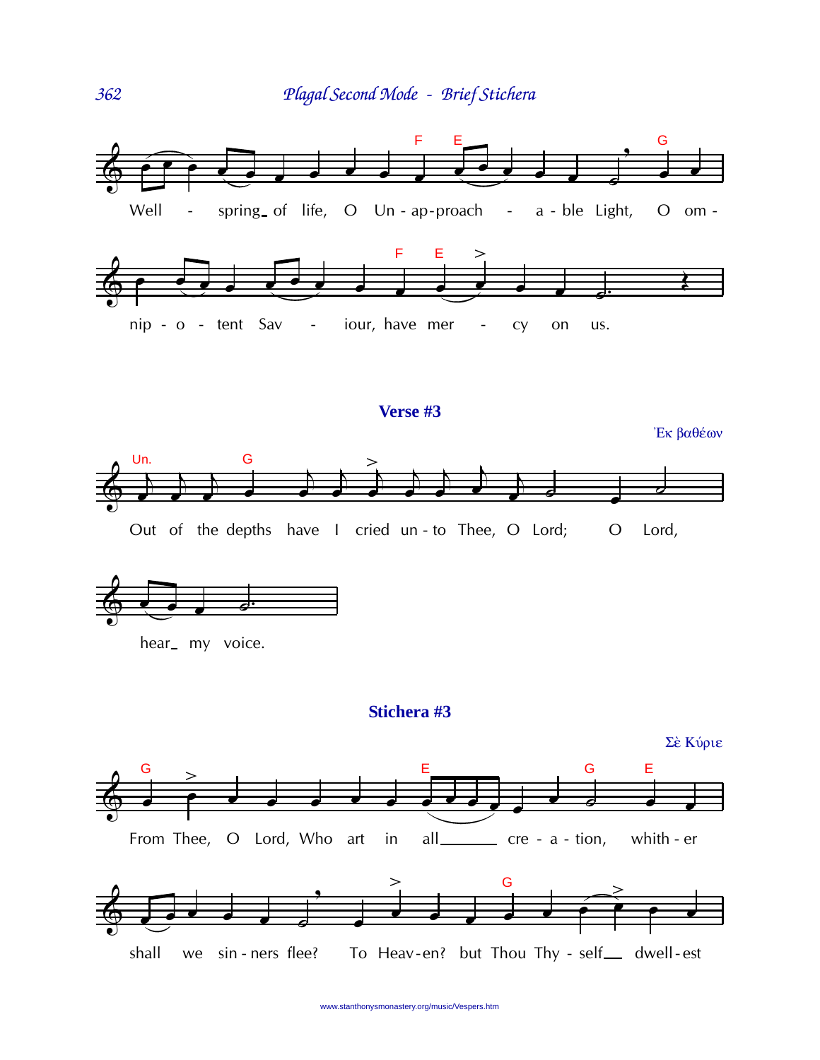Well - spring of life, O Un - ap-proach - a - ble Light, O om - nip - o - tent Sav - iour, have mer - cy on us.

## Verse #3

Ἐκ βαθέων

Out of the depths have I cried un - to Thee, O Lord; O Lord, hear my voice.

## Stichera #3

Σὲ Κύριε

From Thee, O Lord, Who art in all cre - a - tion, whith - er shall we sin - ners flee? To Heav-en? but Thou Thy - self dwell-est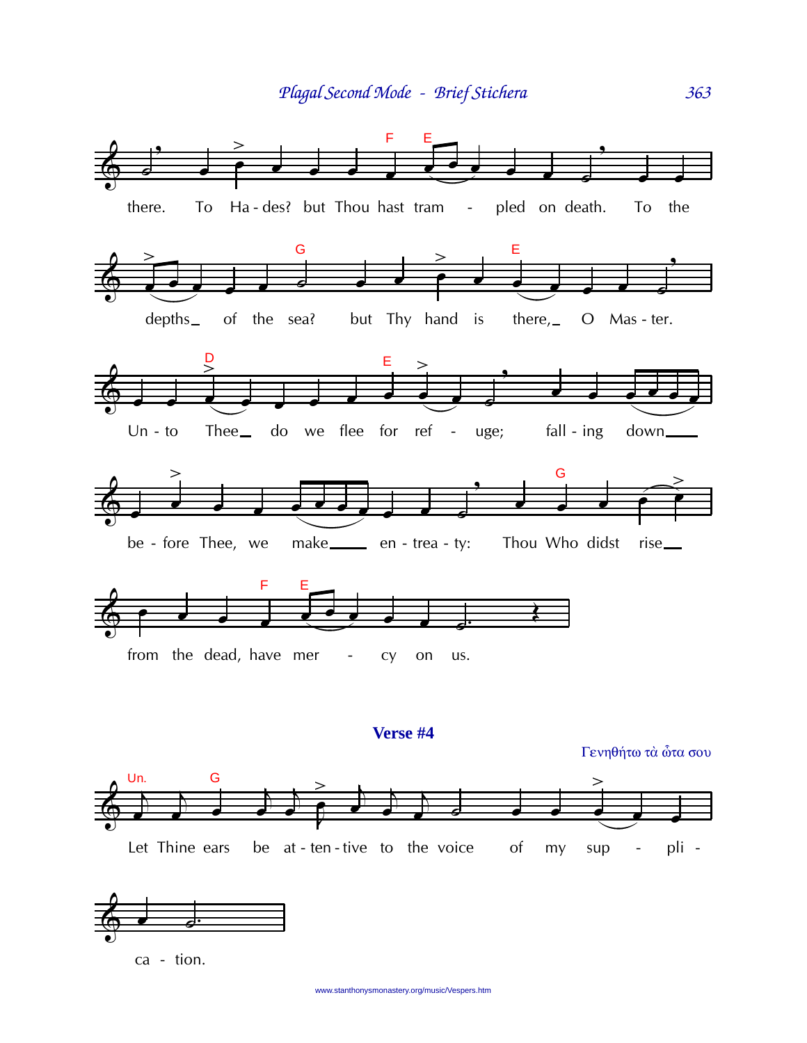there. To Ha - des? but Thou hast tram - pled on death. To the

depths of the sea? but Thy hand is there, O Mas - ter.

Un - to Thee do we flee for ref - uge; fall - ing down

be - fore Thee, we make en - trea - ty: Thou Who didst rise

from the dead, have mer - cy on us.

## Verse #4

Γενηθήτω τὰ ὦτα σου

Let Thine ears be at - ten - tive to the voice of my sup - pli -

ca - tion.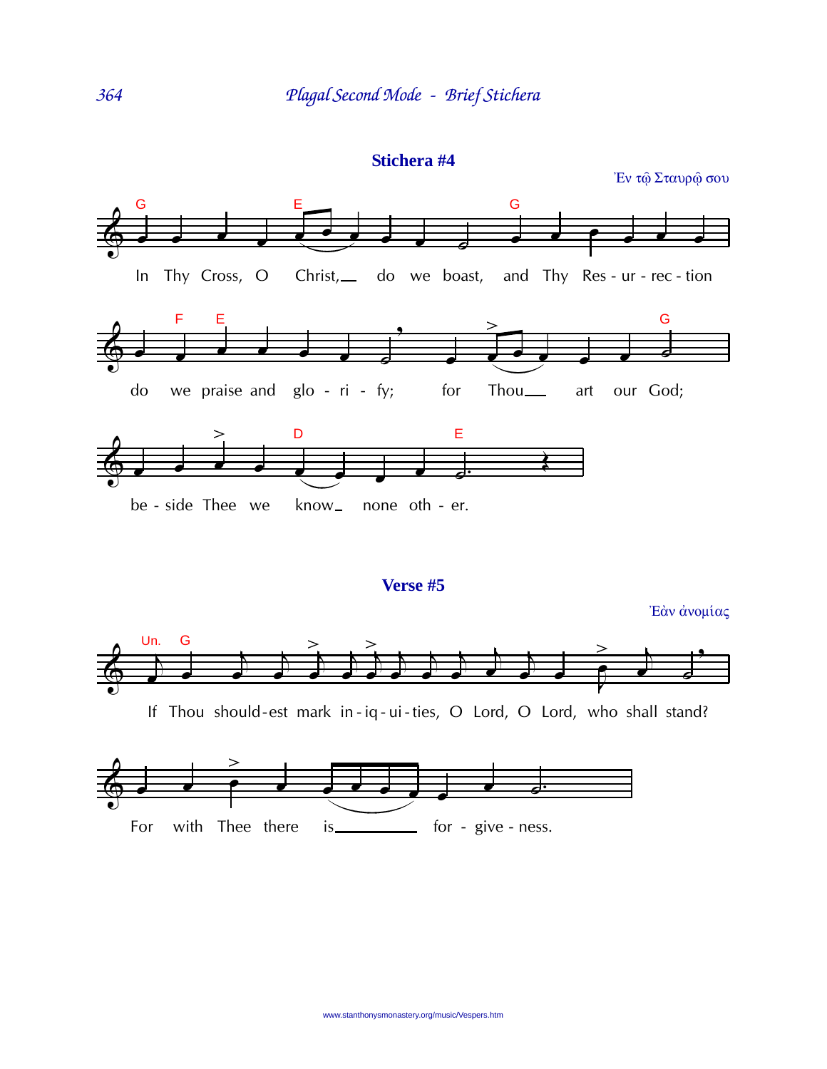## Stichera #4

Ἐν τῷ Σταυρῷ σου

In Thy Cross, O Christ, do we boast, and Thy Res - ur - rec - tion

do we praise and glo - ri - fy; for Thou art our God;

be - side Thee we know none oth - er.

## Verse #5

Ἐὰν ἀνομίας

If Thou should-est mark in - iq - ui - ties, O Lord, O Lord, who shall stand?

For with Thee there is for - give - ness.

www.stanthonysmonastery.org/music/Vespers.htm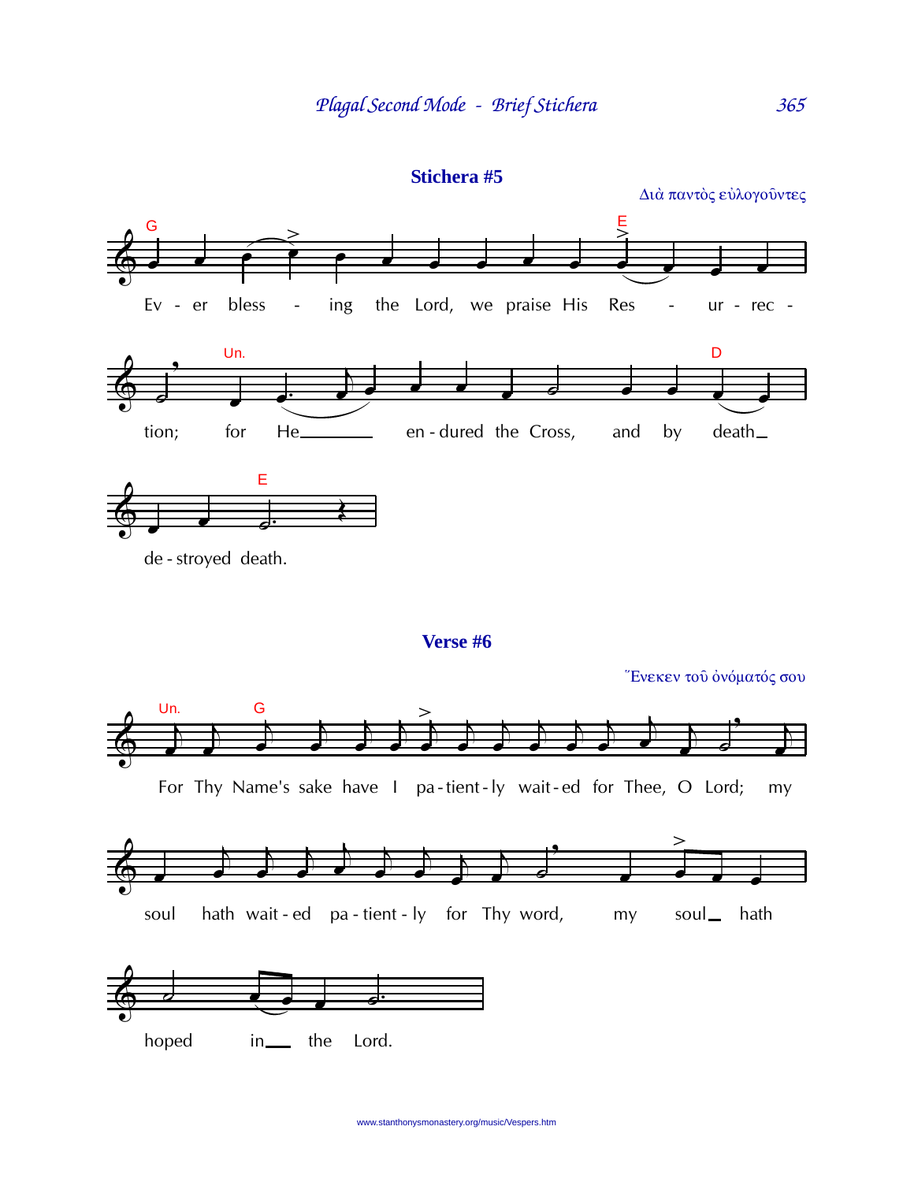## Stichera #5

Διὰ παντὸς εὐλογοῦντες

Ev - er bless - ing the Lord, we praise His Res - ur - rec - tion; for He en - dured the Cross, and by death de - stroyed death.

## Verse #6

Ἕνεκεν τοῦ ὀνόματός σου

For Thy Name's sake have I pa - tient - ly wait - ed for Thee, O Lord; my soul hath wait - ed pa - tient - ly for Thy word, my soul hath hoped in the Lord.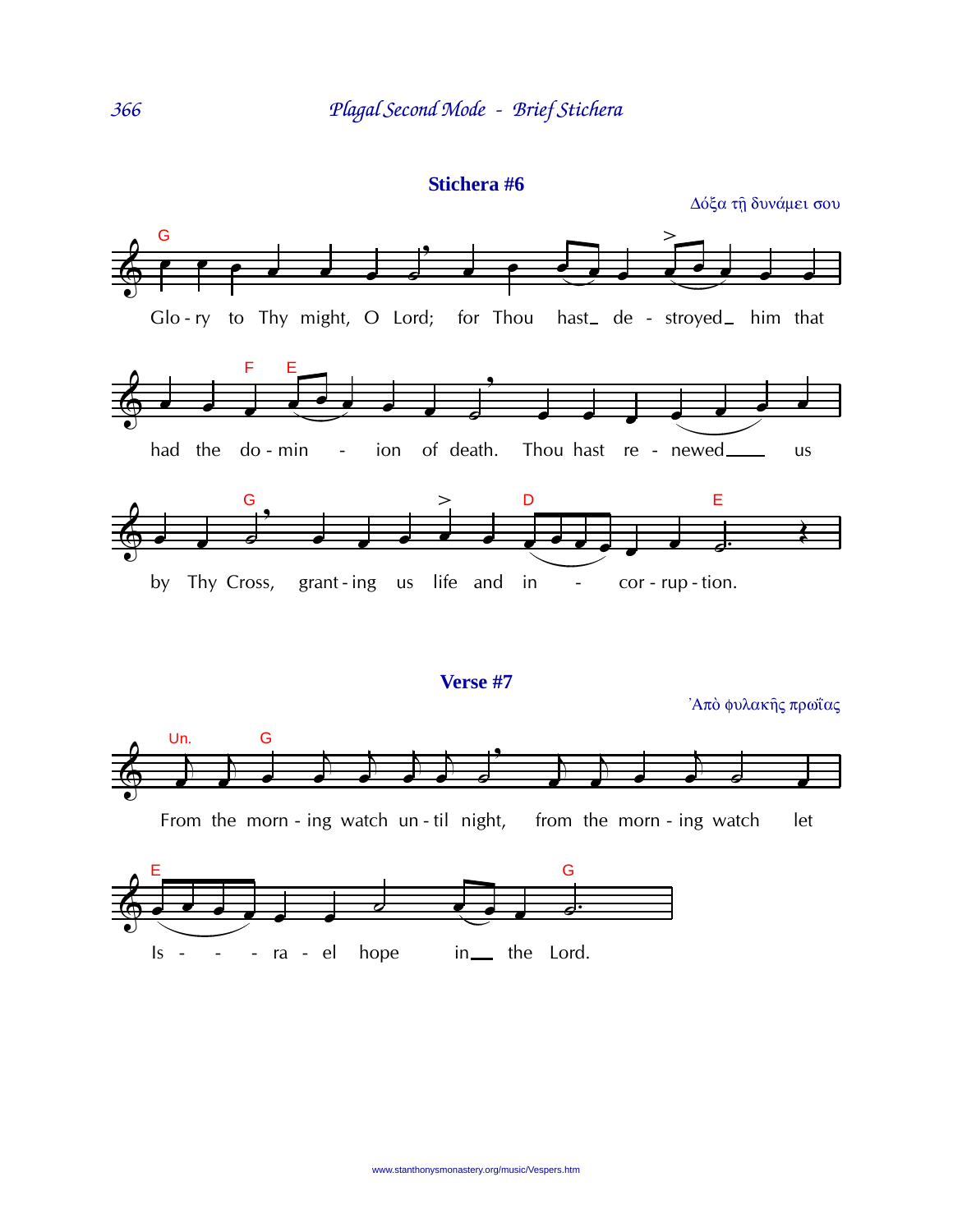## Stichera #6

Δόξα τῇ δυνάμει σου

Glo - ry to Thy might, O Lord; for Thou hast_ de - stroyed_ him that had the do - min - ion of death. Thou hast re - newed___ us by Thy Cross, grant - ing us life and in - cor - rup - tion.

## Verse #7

Ἀπὸ φυλακῆς πρωΐας

From the morn - ing watch un - til night, from the morn - ing watch let Is - - - ra - el hope in__ the Lord.

www.stanthonysmonastery.org/music/Vespers.htm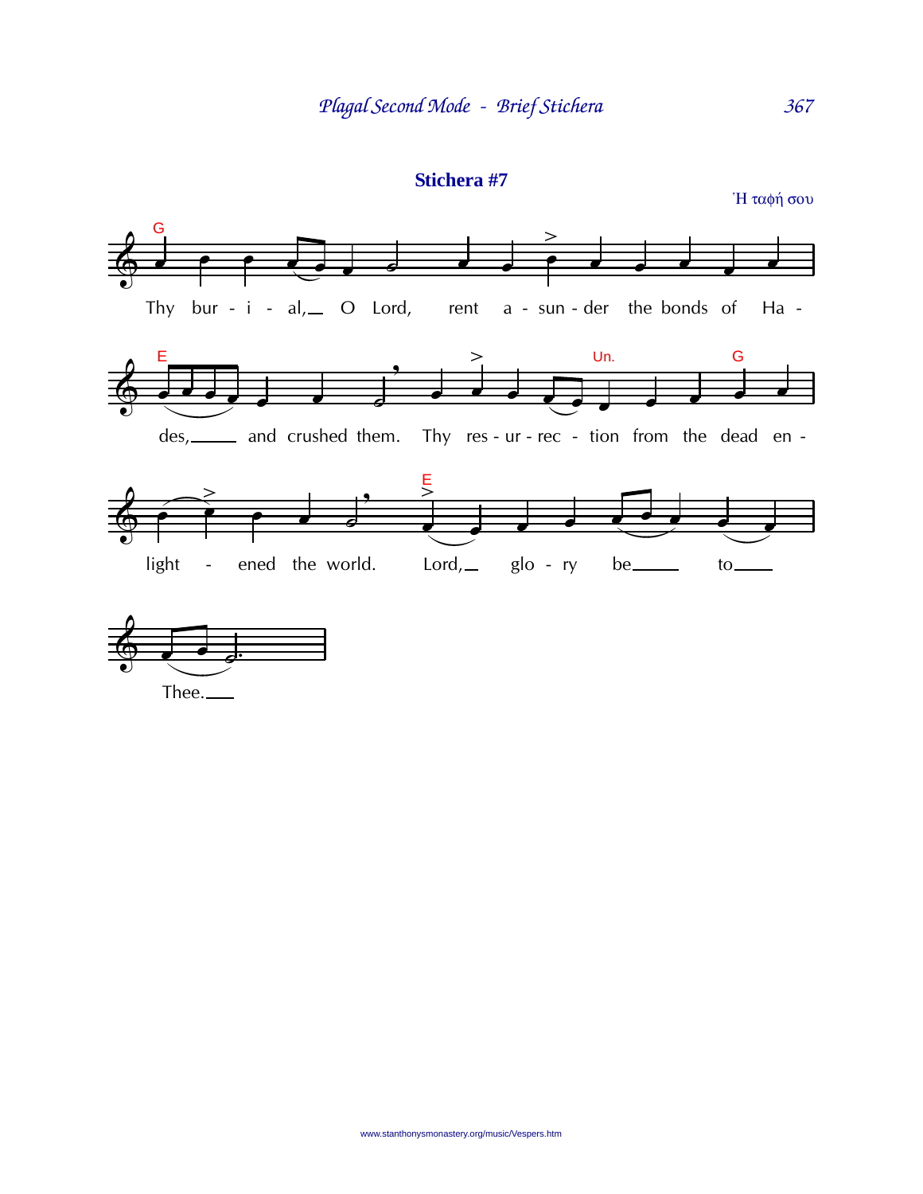## Stichera #7

Ἡ ταφή σου

Thy burial, O Lord, rent asunder the bonds of Hades, and crushed them. Thy resurrection from the dead enlightened the world. Lord, glory be to Thee.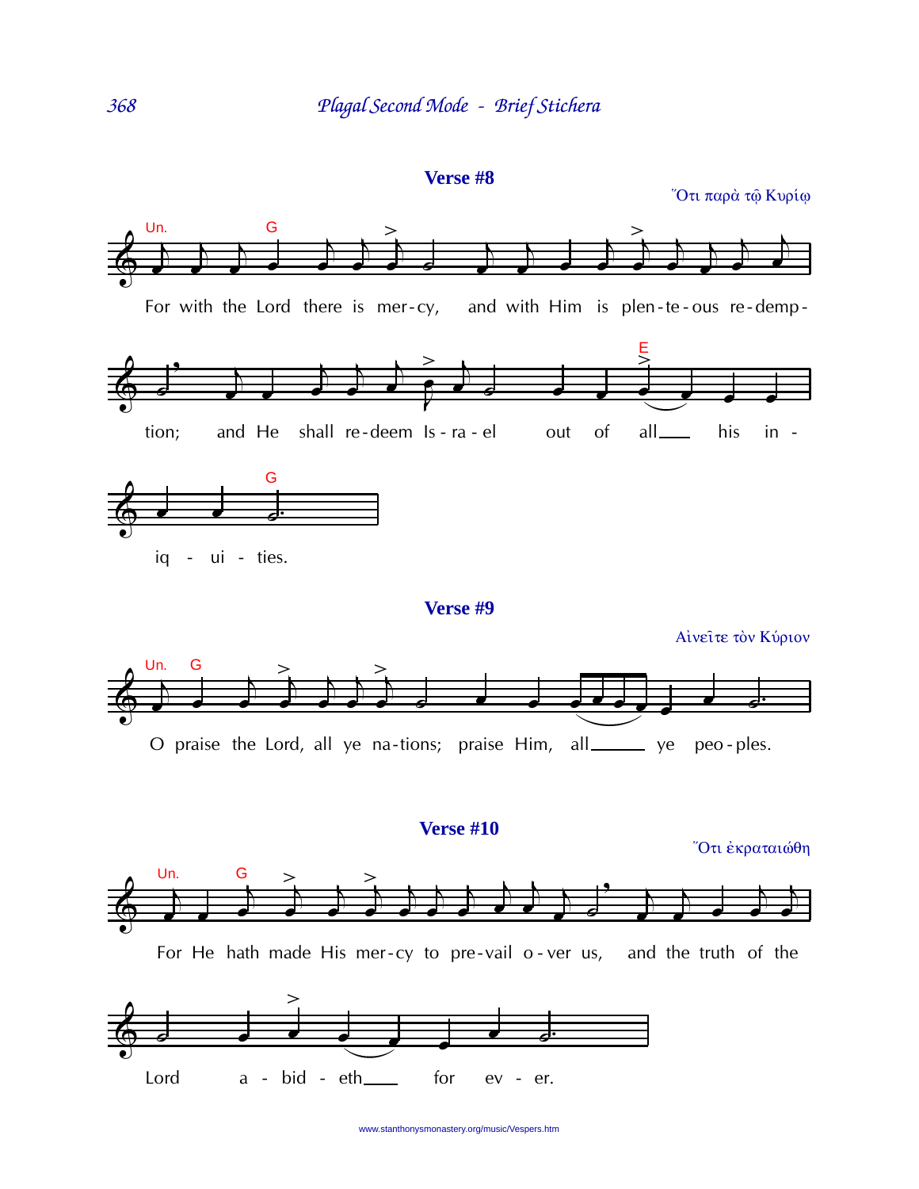## Verse #8

Ὅτι παρὰ τῷ Κυρίῳ

For with the Lord there is mer-cy, and with Him is plen-te-ous re-demp-tion; and He shall re-deem Is-ra-el out of all___ his in-iq-ui-ties.

## Verse #9

Αἰνεῖτε τὸν Κύριον

O praise the Lord, all ye na-tions; praise Him, all______ ye peo-ples.

## Verse #10

Ὅτι ἐκραταιώθη

For He hath made His mer-cy to pre-vail o-ver us, and the truth of the Lord a-bid-eth___ for ev-er.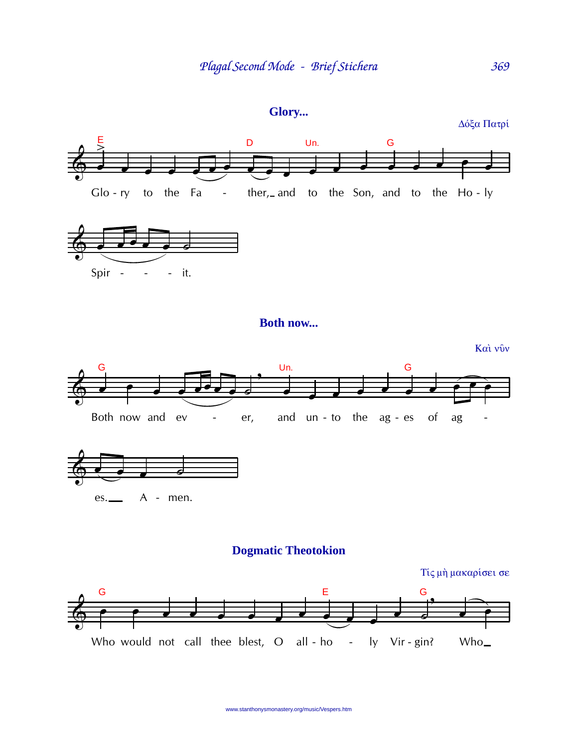### Glory...

Δόξα Πατρί

Glo - ry to the Fa - ther, and to the Son, and to the Ho - ly Spir - - - it.

### Both now...

Καὶ νῦν

Both now and ev - er, and un - to the ag - es of ag - es. A - men.

### Dogmatic Theotokion

Τίς μὴ μακαρίσει σε

Who would not call thee blest, O all - ho - ly Vir - gin? Who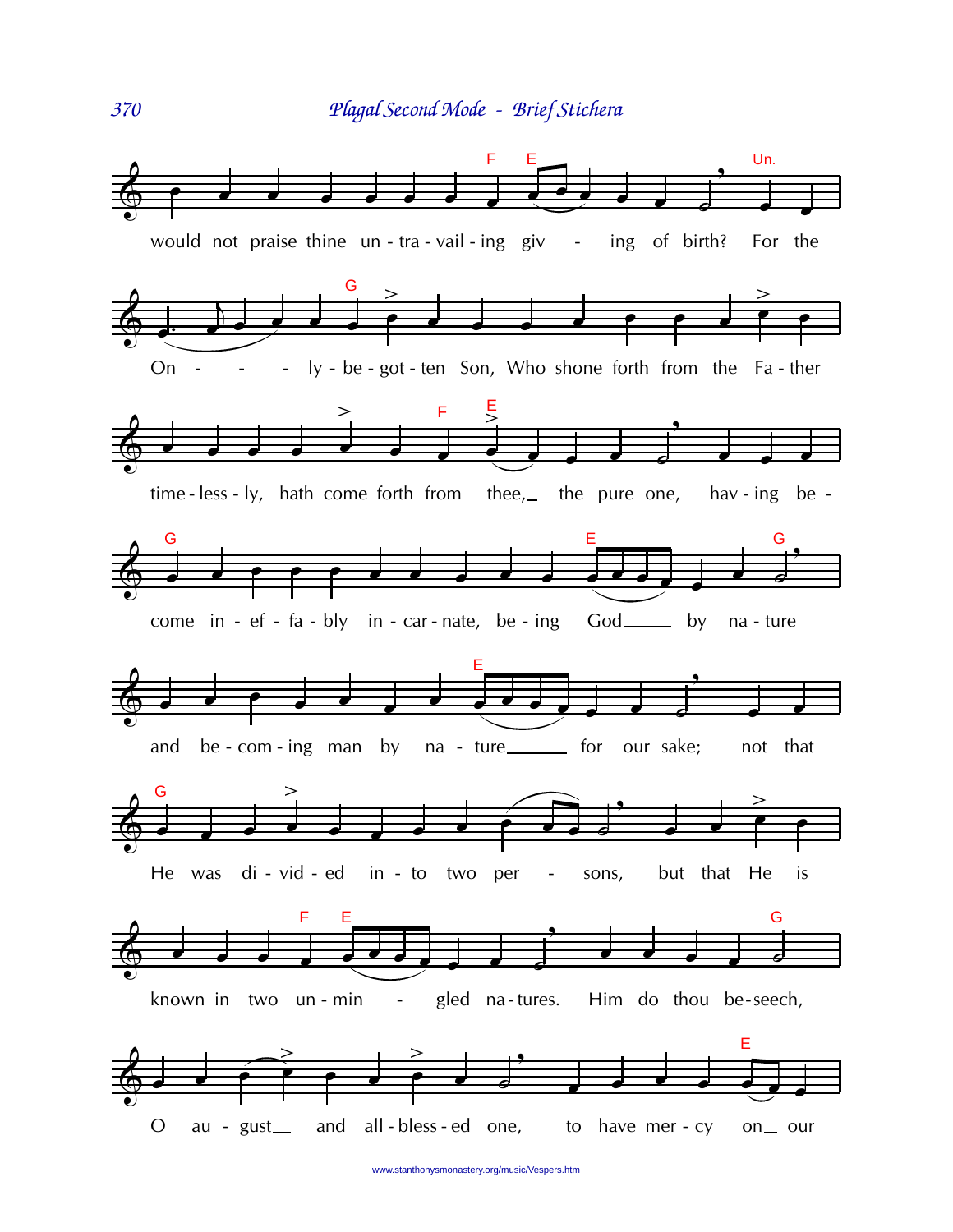would not praise thine un-tra-vail-ing giv - ing of birth? For the On - - - ly-be-got-ten Son, Who shone forth from the Fa-ther time-less-ly, hath come forth from thee, the pure one, hav-ing be-come in-ef-fa-bly in-car-nate, be-ing God by na-ture and be-com-ing man by na - ture for our sake; not that He was di-vid-ed in-to two per - sons, but that He is known in two un-min - gled na-tures. Him do thou be-seech, O au - gust and all-bless-ed one, to have mer-cy on our

www.stanthonysmonastery.org/music/Vespers.htm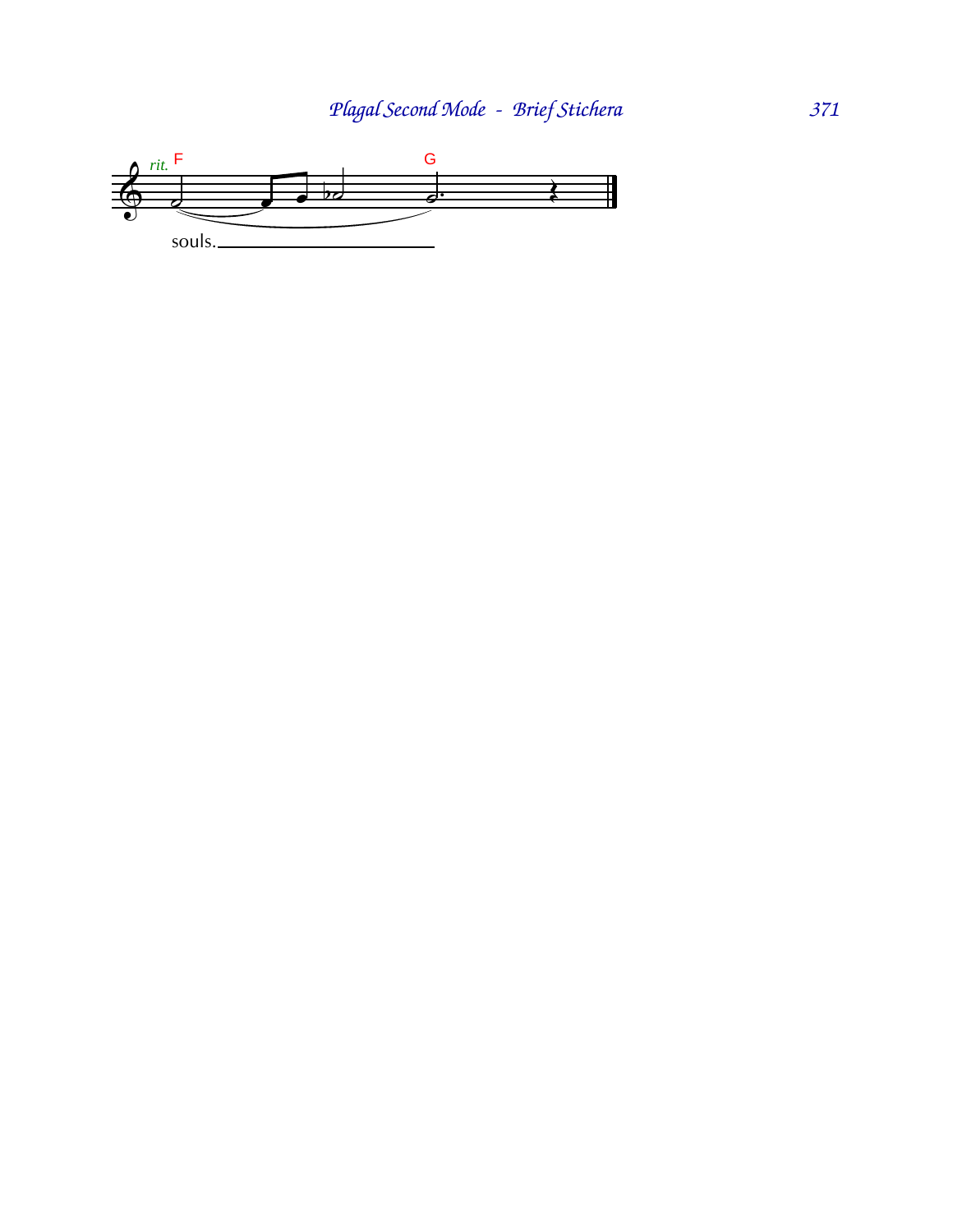rit. F G

souls.